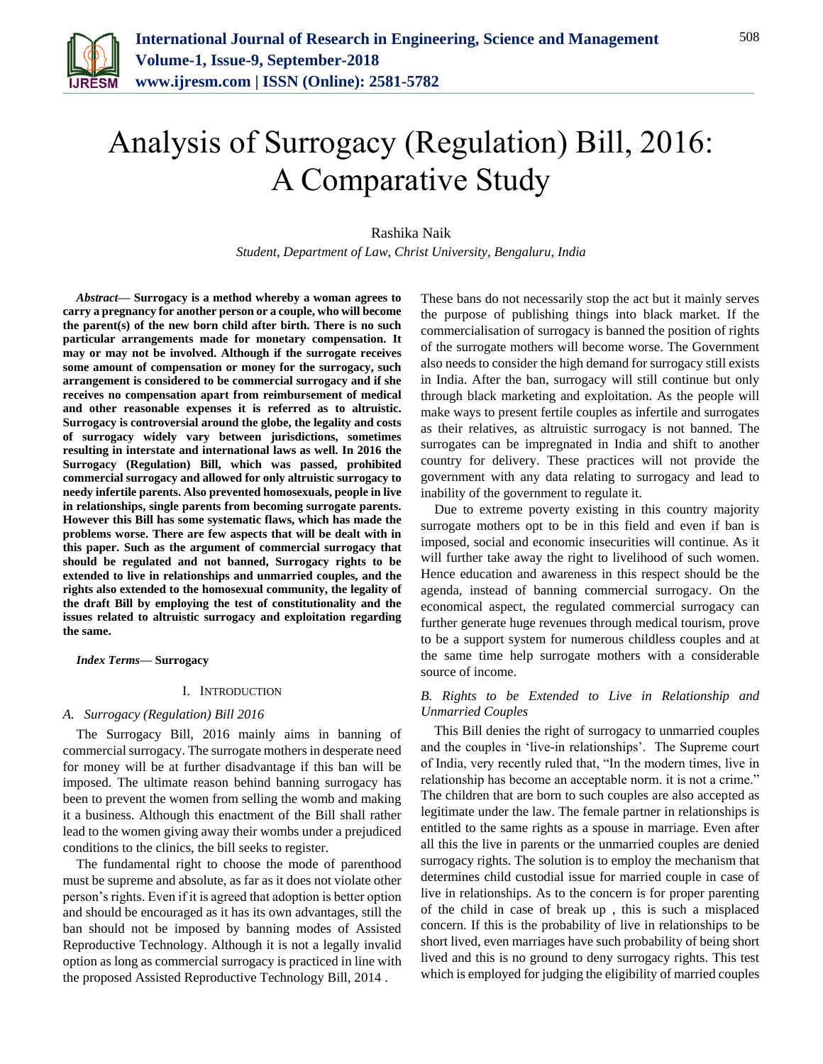# Analysis of Surrogacy (Regulation) Bill, 2016: A Comparative Study

Rashika Naik

*Student, Department of Law, Christ University, Bengaluru, India*

***Abstract*— Surrogacy is a method whereby a woman agrees to carry a pregnancy for another person or a couple, who will become the parent(s) of the new born child after birth. There is no such particular arrangements made for monetary compensation. It may or may not be involved. Although if the surrogate receives some amount of compensation or money for the surrogacy, such arrangement is considered to be commercial surrogacy and if she receives no compensation apart from reimbursement of medical and other reasonable expenses it is referred as to altruistic. Surrogacy is controversial around the globe, the legality and costs of surrogacy widely vary between jurisdictions, sometimes resulting in interstate and international laws as well. In 2016 the Surrogacy (Regulation) Bill, which was passed, prohibited commercial surrogacy and allowed for only altruistic surrogacy to needy infertile parents. Also prevented homosexuals, people in live in relationships, single parents from becoming surrogate parents. However this Bill has some systematic flaws, which has made the problems worse. There are few aspects that will be dealt with in this paper. Such as the argument of commercial surrogacy that should be regulated and not banned, Surrogacy rights to be extended to live in relationships and unmarried couples, and the rights also extended to the homosexual community, the legality of the draft Bill by employing the test of constitutionality and the issues related to altruistic surrogacy and exploitation regarding the same.**

***Index Terms*— Surrogacy**

## I. Introduction

### A. Surrogacy (Regulation) Bill 2016

The Surrogacy Bill, 2016 mainly aims in banning of commercial surrogacy. The surrogate mothers in desperate need for money will be at further disadvantage if this ban will be imposed. The ultimate reason behind banning surrogacy has been to prevent the women from selling the womb and making it a business. Although this enactment of the Bill shall rather lead to the women giving away their wombs under a prejudiced conditions to the clinics, the bill seeks to register.

The fundamental right to choose the mode of parenthood must be supreme and absolute, as far as it does not violate other person's rights. Even if it is agreed that adoption is better option and should be encouraged as it has its own advantages, still the ban should not be imposed by banning modes of Assisted Reproductive Technology. Although it is not a legally invalid option as long as commercial surrogacy is practiced in line with the proposed Assisted Reproductive Technology Bill, 2014 . These bans do not necessarily stop the act but it mainly serves the purpose of publishing things into black market. If the commercialisation of surrogacy is banned the position of rights of the surrogate mothers will become worse. The Government also needs to consider the high demand for surrogacy still exists in India. After the ban, surrogacy will still continue but only through black marketing and exploitation. As the people will make ways to present fertile couples as infertile and surrogates as their relatives, as altruistic surrogacy is not banned. The surrogates can be impregnated in India and shift to another country for delivery. These practices will not provide the government with any data relating to surrogacy and lead to inability of the government to regulate it.

Due to extreme poverty existing in this country majority surrogate mothers opt to be in this field and even if ban is imposed, social and economic insecurities will continue. As it will further take away the right to livelihood of such women. Hence education and awareness in this respect should be the agenda, instead of banning commercial surrogacy. On the economical aspect, the regulated commercial surrogacy can further generate huge revenues through medical tourism, prove to be a support system for numerous childless couples and at the same time help surrogate mothers with a considerable source of income.

### B. Rights to be Extended to Live in Relationship and Unmarried Couples

This Bill denies the right of surrogacy to unmarried couples and the couples in 'live-in relationships'. The Supreme court of India, very recently ruled that, "In the modern times, live in relationship has become an acceptable norm. it is not a crime." The children that are born to such couples are also accepted as legitimate under the law. The female partner in relationships is entitled to the same rights as a spouse in marriage. Even after all this the live in parents or the unmarried couples are denied surrogacy rights. The solution is to employ the mechanism that determines child custodial issue for married couple in case of live in relationships. As to the concern is for proper parenting of the child in case of break up , this is such a misplaced concern. If this is the probability of live in relationships to be short lived, even marriages have such probability of being short lived and this is no ground to deny surrogacy rights. This test which is employed for judging the eligibility of married couples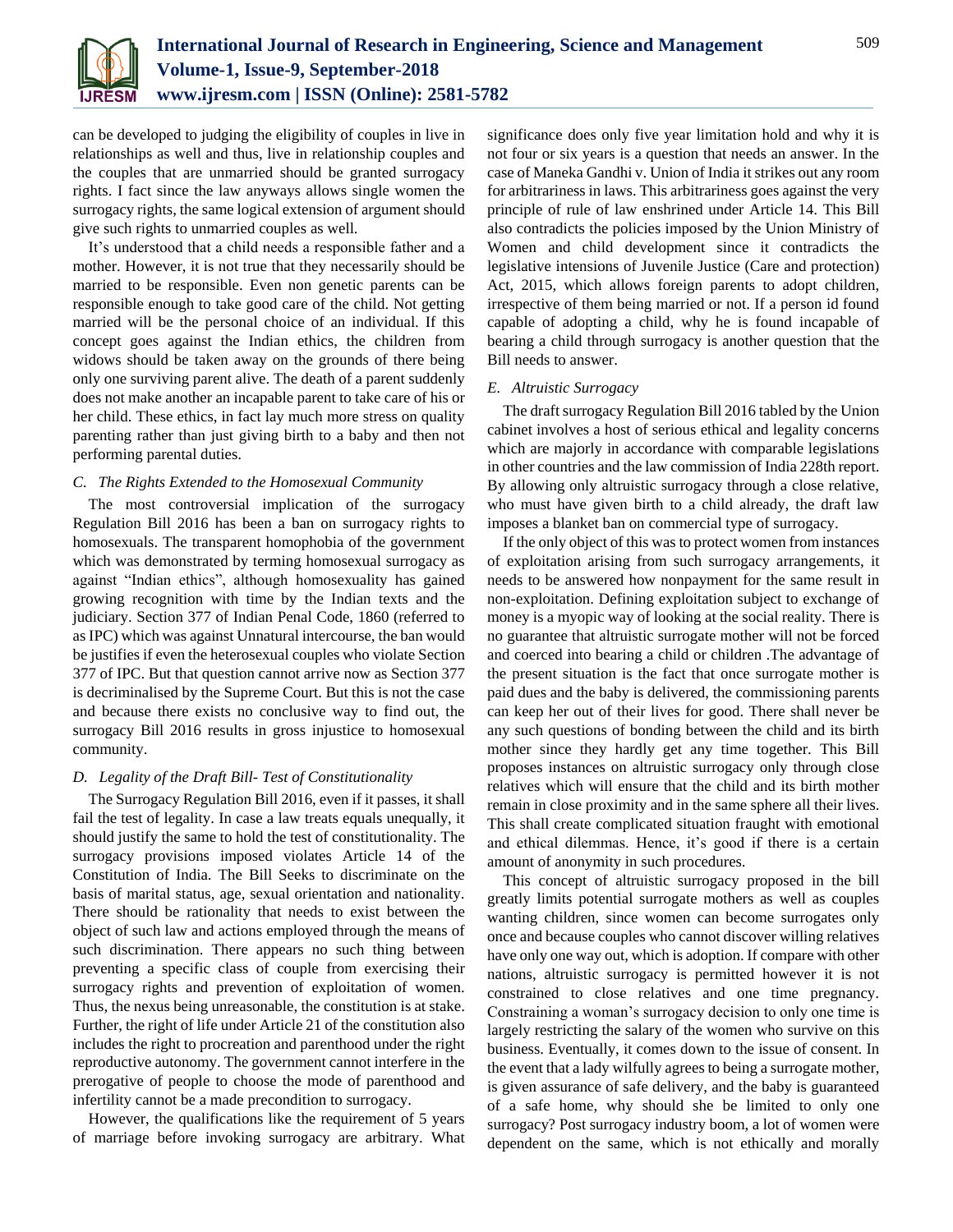can be developed to judging the eligibility of couples in live in relationships as well and thus, live in relationship couples and the couples that are unmarried should be granted surrogacy rights. I fact since the law anyways allows single women the surrogacy rights, the same logical extension of argument should give such rights to unmarried couples as well.

It's understood that a child needs a responsible father and a mother. However, it is not true that they necessarily should be married to be responsible. Even non genetic parents can be responsible enough to take good care of the child. Not getting married will be the personal choice of an individual. If this concept goes against the Indian ethics, the children from widows should be taken away on the grounds of there being only one surviving parent alive. The death of a parent suddenly does not make another an incapable parent to take care of his or her child. These ethics, in fact lay much more stress on quality parenting rather than just giving birth to a baby and then not performing parental duties.

### *C. The Rights Extended to the Homosexual Community*

The most controversial implication of the surrogacy Regulation Bill 2016 has been a ban on surrogacy rights to homosexuals. The transparent homophobia of the government which was demonstrated by terming homosexual surrogacy as against "Indian ethics", although homosexuality has gained growing recognition with time by the Indian texts and the judiciary. Section 377 of Indian Penal Code, 1860 (referred to as IPC) which was against Unnatural intercourse, the ban would be justifies if even the heterosexual couples who violate Section 377 of IPC. But that question cannot arrive now as Section 377 is decriminalised by the Supreme Court. But this is not the case and because there exists no conclusive way to find out, the surrogacy Bill 2016 results in gross injustice to homosexual community.

### *D. Legality of the Draft Bill- Test of Constitutionality*

The Surrogacy Regulation Bill 2016, even if it passes, it shall fail the test of legality. In case a law treats equals unequally, it should justify the same to hold the test of constitutionality. The surrogacy provisions imposed violates Article 14 of the Constitution of India. The Bill Seeks to discriminate on the basis of marital status, age, sexual orientation and nationality. There should be rationality that needs to exist between the object of such law and actions employed through the means of such discrimination. There appears no such thing between preventing a specific class of couple from exercising their surrogacy rights and prevention of exploitation of women. Thus, the nexus being unreasonable, the constitution is at stake. Further, the right of life under Article 21 of the constitution also includes the right to procreation and parenthood under the right reproductive autonomy. The government cannot interfere in the prerogative of people to choose the mode of parenthood and infertility cannot be a made precondition to surrogacy.

However, the qualifications like the requirement of 5 years of marriage before invoking surrogacy are arbitrary. What significance does only five year limitation hold and why it is not four or six years is a question that needs an answer. In the case of Maneka Gandhi v. Union of India it strikes out any room for arbitrariness in laws. This arbitrariness goes against the very principle of rule of law enshrined under Article 14. This Bill also contradicts the policies imposed by the Union Ministry of Women and child development since it contradicts the legislative intensions of Juvenile Justice (Care and protection) Act, 2015, which allows foreign parents to adopt children, irrespective of them being married or not. If a person id found capable of adopting a child, why he is found incapable of bearing a child through surrogacy is another question that the Bill needs to answer.

### *E. Altruistic Surrogacy*

The draft surrogacy Regulation Bill 2016 tabled by the Union cabinet involves a host of serious ethical and legality concerns which are majorly in accordance with comparable legislations in other countries and the law commission of India 228th report. By allowing only altruistic surrogacy through a close relative, who must have given birth to a child already, the draft law imposes a blanket ban on commercial type of surrogacy.

If the only object of this was to protect women from instances of exploitation arising from such surrogacy arrangements, it needs to be answered how nonpayment for the same result in non-exploitation. Defining exploitation subject to exchange of money is a myopic way of looking at the social reality. There is no guarantee that altruistic surrogate mother will not be forced and coerced into bearing a child or children .The advantage of the present situation is the fact that once surrogate mother is paid dues and the baby is delivered, the commissioning parents can keep her out of their lives for good. There shall never be any such questions of bonding between the child and its birth mother since they hardly get any time together. This Bill proposes instances on altruistic surrogacy only through close relatives which will ensure that the child and its birth mother remain in close proximity and in the same sphere all their lives. This shall create complicated situation fraught with emotional and ethical dilemmas. Hence, it's good if there is a certain amount of anonymity in such procedures.

This concept of altruistic surrogacy proposed in the bill greatly limits potential surrogate mothers as well as couples wanting children, since women can become surrogates only once and because couples who cannot discover willing relatives have only one way out, which is adoption. If compare with other nations, altruistic surrogacy is permitted however it is not constrained to close relatives and one time pregnancy. Constraining a woman's surrogacy decision to only one time is largely restricting the salary of the women who survive on this business. Eventually, it comes down to the issue of consent. In the event that a lady wilfully agrees to being a surrogate mother, is given assurance of safe delivery, and the baby is guaranteed of a safe home, why should she be limited to only one surrogacy? Post surrogacy industry boom, a lot of women were dependent on the same, which is not ethically and morally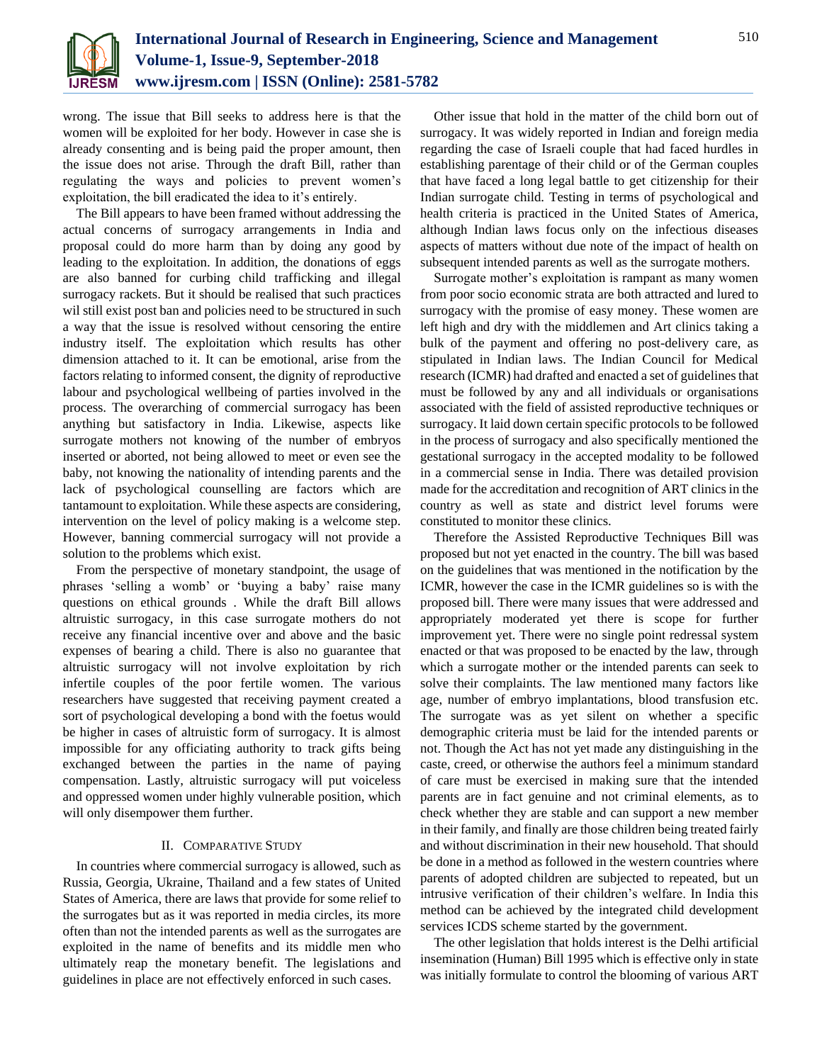wrong. The issue that Bill seeks to address here is that the women will be exploited for her body. However in case she is already consenting and is being paid the proper amount, then the issue does not arise. Through the draft Bill, rather than regulating the ways and policies to prevent women's exploitation, the bill eradicated the idea to it's entirely.

The Bill appears to have been framed without addressing the actual concerns of surrogacy arrangements in India and proposal could do more harm than by doing any good by leading to the exploitation. In addition, the donations of eggs are also banned for curbing child trafficking and illegal surrogacy rackets. But it should be realised that such practices wil still exist post ban and policies need to be structured in such a way that the issue is resolved without censoring the entire industry itself. The exploitation which results has other dimension attached to it. It can be emotional, arise from the factors relating to informed consent, the dignity of reproductive labour and psychological wellbeing of parties involved in the process. The overarching of commercial surrogacy has been anything but satisfactory in India. Likewise, aspects like surrogate mothers not knowing of the number of embryos inserted or aborted, not being allowed to meet or even see the baby, not knowing the nationality of intending parents and the lack of psychological counselling are factors which are tantamount to exploitation. While these aspects are considering, intervention on the level of policy making is a welcome step. However, banning commercial surrogacy will not provide a solution to the problems which exist.

From the perspective of monetary standpoint, the usage of phrases 'selling a womb' or 'buying a baby' raise many questions on ethical grounds . While the draft Bill allows altruistic surrogacy, in this case surrogate mothers do not receive any financial incentive over and above and the basic expenses of bearing a child. There is also no guarantee that altruistic surrogacy will not involve exploitation by rich infertile couples of the poor fertile women. The various researchers have suggested that receiving payment created a sort of psychological developing a bond with the foetus would be higher in cases of altruistic form of surrogacy. It is almost impossible for any officiating authority to track gifts being exchanged between the parties in the name of paying compensation. Lastly, altruistic surrogacy will put voiceless and oppressed women under highly vulnerable position, which will only disempower them further.

## II. Comparative Study

In countries where commercial surrogacy is allowed, such as Russia, Georgia, Ukraine, Thailand and a few states of United States of America, there are laws that provide for some relief to the surrogates but as it was reported in media circles, its more often than not the intended parents as well as the surrogates are exploited in the name of benefits and its middle men who ultimately reap the monetary benefit. The legislations and guidelines in place are not effectively enforced in such cases.

Other issue that hold in the matter of the child born out of surrogacy. It was widely reported in Indian and foreign media regarding the case of Israeli couple that had faced hurdles in establishing parentage of their child or of the German couples that have faced a long legal battle to get citizenship for their Indian surrogate child. Testing in terms of psychological and health criteria is practiced in the United States of America, although Indian laws focus only on the infectious diseases aspects of matters without due note of the impact of health on subsequent intended parents as well as the surrogate mothers.

Surrogate mother's exploitation is rampant as many women from poor socio economic strata are both attracted and lured to surrogacy with the promise of easy money. These women are left high and dry with the middlemen and Art clinics taking a bulk of the payment and offering no post-delivery care, as stipulated in Indian laws. The Indian Council for Medical research (ICMR) had drafted and enacted a set of guidelines that must be followed by any and all individuals or organisations associated with the field of assisted reproductive techniques or surrogacy. It laid down certain specific protocols to be followed in the process of surrogacy and also specifically mentioned the gestational surrogacy in the accepted modality to be followed in a commercial sense in India. There was detailed provision made for the accreditation and recognition of ART clinics in the country as well as state and district level forums were constituted to monitor these clinics.

Therefore the Assisted Reproductive Techniques Bill was proposed but not yet enacted in the country. The bill was based on the guidelines that was mentioned in the notification by the ICMR, however the case in the ICMR guidelines so is with the proposed bill. There were many issues that were addressed and appropriately moderated yet there is scope for further improvement yet. There were no single point redressal system enacted or that was proposed to be enacted by the law, through which a surrogate mother or the intended parents can seek to solve their complaints. The law mentioned many factors like age, number of embryo implantations, blood transfusion etc. The surrogate was as yet silent on whether a specific demographic criteria must be laid for the intended parents or not. Though the Act has not yet made any distinguishing in the caste, creed, or otherwise the authors feel a minimum standard of care must be exercised in making sure that the intended parents are in fact genuine and not criminal elements, as to check whether they are stable and can support a new member in their family, and finally are those children being treated fairly and without discrimination in their new household. That should be done in a method as followed in the western countries where parents of adopted children are subjected to repeated, but un intrusive verification of their children's welfare. In India this method can be achieved by the integrated child development services ICDS scheme started by the government.

The other legislation that holds interest is the Delhi artificial insemination (Human) Bill 1995 which is effective only in state was initially formulate to control the blooming of various ART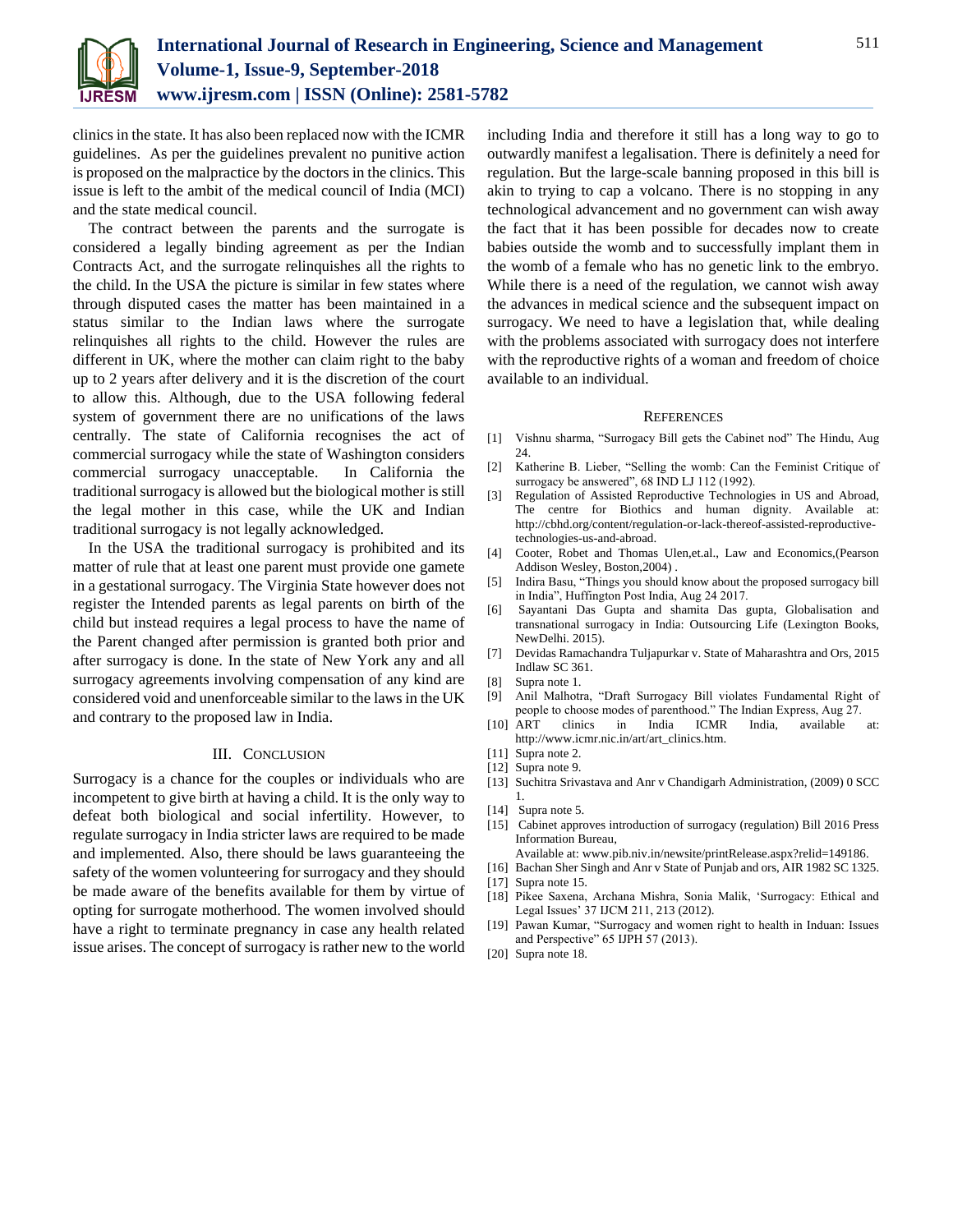clinics in the state. It has also been replaced now with the ICMR guidelines. As per the guidelines prevalent no punitive action is proposed on the malpractice by the doctors in the clinics. This issue is left to the ambit of the medical council of India (MCI) and the state medical council.

The contract between the parents and the surrogate is considered a legally binding agreement as per the Indian Contracts Act, and the surrogate relinquishes all the rights to the child. In the USA the picture is similar in few states where through disputed cases the matter has been maintained in a status similar to the Indian laws where the surrogate relinquishes all rights to the child. However the rules are different in UK, where the mother can claim right to the baby up to 2 years after delivery and it is the discretion of the court to allow this. Although, due to the USA following federal system of government there are no unifications of the laws centrally. The state of California recognises the act of commercial surrogacy while the state of Washington considers commercial surrogacy unacceptable. In California the traditional surrogacy is allowed but the biological mother is still the legal mother in this case, while the UK and Indian traditional surrogacy is not legally acknowledged.

In the USA the traditional surrogacy is prohibited and its matter of rule that at least one parent must provide one gamete in a gestational surrogacy. The Virginia State however does not register the Intended parents as legal parents on birth of the child but instead requires a legal process to have the name of the Parent changed after permission is granted both prior and after surrogacy is done. In the state of New York any and all surrogacy agreements involving compensation of any kind are considered void and unenforceable similar to the laws in the UK and contrary to the proposed law in India.

## III. Conclusion

Surrogacy is a chance for the couples or individuals who are incompetent to give birth at having a child. It is the only way to defeat both biological and social infertility. However, to regulate surrogacy in India stricter laws are required to be made and implemented. Also, there should be laws guaranteeing the safety of the women volunteering for surrogacy and they should be made aware of the benefits available for them by virtue of opting for surrogate motherhood. The women involved should have a right to terminate pregnancy in case any health related issue arises. The concept of surrogacy is rather new to the world including India and therefore it still has a long way to go to outwardly manifest a legalisation. There is definitely a need for regulation. But the large-scale banning proposed in this bill is akin to trying to cap a volcano. There is no stopping in any technological advancement and no government can wish away the fact that it has been possible for decades now to create babies outside the womb and to successfully implant them in the womb of a female who has no genetic link to the embryo. While there is a need of the regulation, we cannot wish away the advances in medical science and the subsequent impact on surrogacy. We need to have a legislation that, while dealing with the problems associated with surrogacy does not interfere with the reproductive rights of a woman and freedom of choice available to an individual.

## References

[1] Vishnu sharma, "Surrogacy Bill gets the Cabinet nod" The Hindu, Aug 24.

[2] Katherine B. Lieber, "Selling the womb: Can the Feminist Critique of surrogacy be answered", 68 IND LJ 112 (1992).

[3] Regulation of Assisted Reproductive Technologies in US and Abroad, The centre for Biothics and human dignity. Available at: http://cbhd.org/content/regulation-or-lack-thereof-assisted-reproductive-technologies-us-and-abroad.

[4] Cooter, Robet and Thomas Ulen,et.al., Law and Economics,(Pearson Addison Wesley, Boston,2004) .

[5] Indira Basu, "Things you should know about the proposed surrogacy bill in India", Huffington Post India, Aug 24 2017.

[6] Sayantani Das Gupta and shamita Das gupta, Globalisation and transnational surrogacy in India: Outsourcing Life (Lexington Books, NewDelhi. 2015).

[7] Devidas Ramachandra Tuljapurkar v. State of Maharashtra and Ors, 2015 Indlaw SC 361.

[8] Supra note 1.

[9] Anil Malhotra, "Draft Surrogacy Bill violates Fundamental Right of people to choose modes of parenthood." The Indian Express, Aug 27.

[10] ART clinics in India ICMR India, available at: http://www.icmr.nic.in/art/art_clinics.htm.

[11] Supra note 2.

[12] Supra note 9.

[13] Suchitra Srivastava and Anr v Chandigarh Administration, (2009) 0 SCC 1.

[14] Supra note 5.

[15] Cabinet approves introduction of surrogacy (regulation) Bill 2016 Press Information Bureau,
Available at: www.pib.niv.in/newsite/printRelease.aspx?relid=149186.

[16] Bachan Sher Singh and Anr v State of Punjab and ors, AIR 1982 SC 1325.

[17] Supra note 15.

[18] Pikee Saxena, Archana Mishra, Sonia Malik, 'Surrogacy: Ethical and Legal Issues' 37 IJCM 211, 213 (2012).

[19] Pawan Kumar, "Surrogacy and women right to health in Induan: Issues and Perspective" 65 IJPH 57 (2013).

[20] Supra note 18.